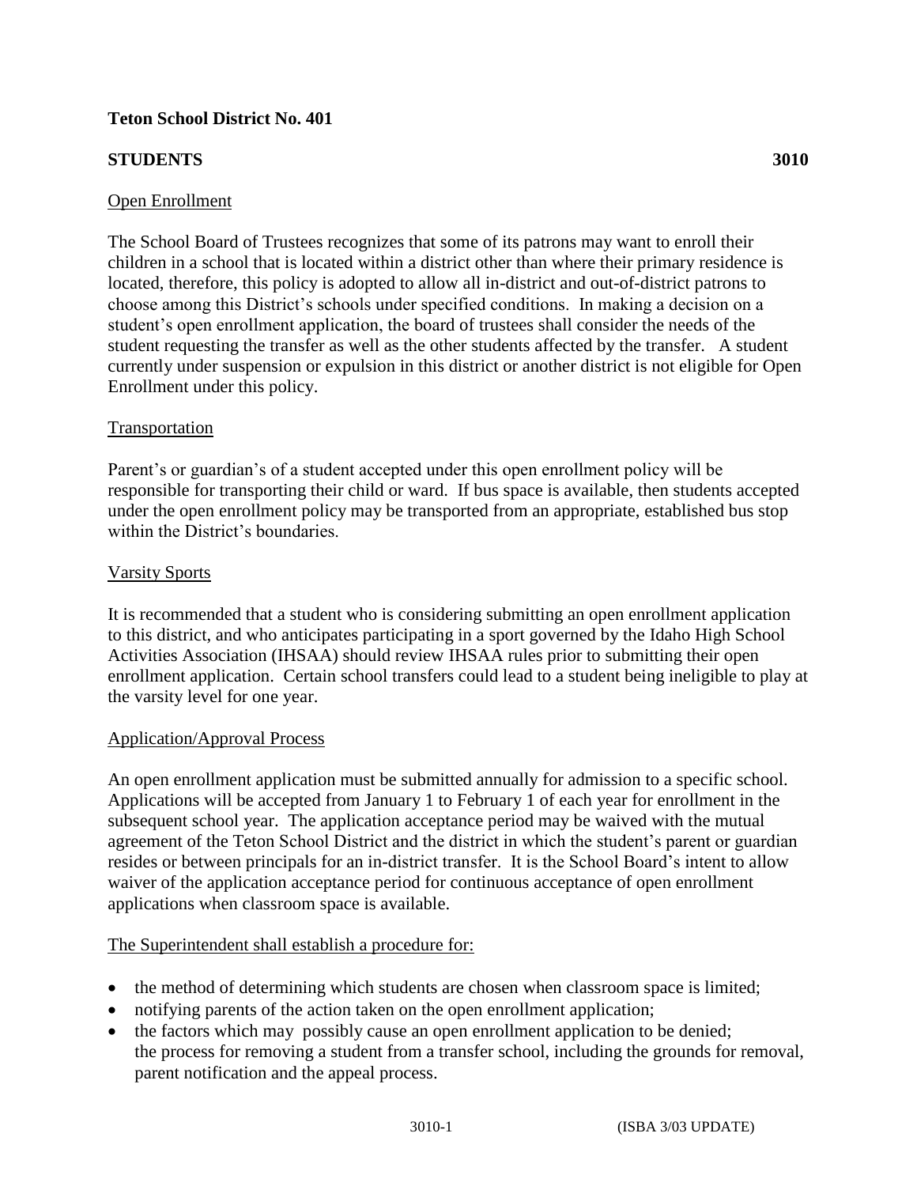**Teton School District No. 401**

**STUDENTS 3010**

Open Enrollment

The School Board of Trustees recognizes that some of its patrons may want to enroll their children in a school that is located within a district other than where their primary residence is located, therefore, this policy is adopted to allow all in-district and out-of-district patrons to choose among this District's schools under specified conditions. In making a decision on a student's open enrollment application, the board of trustees shall consider the needs of the student requesting the transfer as well as the other students affected by the transfer. A student currently under suspension or expulsion in this district or another district is not eligible for Open Enrollment under this policy.

Transportation

Parent's or guardian's of a student accepted under this open enrollment policy will be responsible for transporting their child or ward. If bus space is available, then students accepted under the open enrollment policy may be transported from an appropriate, established bus stop within the District's boundaries.

Varsity Sports

It is recommended that a student who is considering submitting an open enrollment application to this district, and who anticipates participating in a sport governed by the Idaho High School Activities Association (IHSAA) should review IHSAA rules prior to submitting their open enrollment application. Certain school transfers could lead to a student being ineligible to play at the varsity level for one year.

Application/Approval Process

An open enrollment application must be submitted annually for admission to a specific school. Applications will be accepted from January 1 to February 1 of each year for enrollment in the subsequent school year. The application acceptance period may be waived with the mutual agreement of the Teton School District and the district in which the student's parent or guardian resides or between principals for an in-district transfer. It is the School Board's intent to allow waiver of the application acceptance period for continuous acceptance of open enrollment applications when classroom space is available.

The Superintendent shall establish a procedure for:

- the method of determining which students are chosen when classroom space is limited;
- notifying parents of the action taken on the open enrollment application;
- the factors which may possibly cause an open enrollment application to be denied;
  the process for removing a student from a transfer school, including the grounds for removal, parent notification and the appeal process.

3010-1 (ISBA 3/03 UPDATE)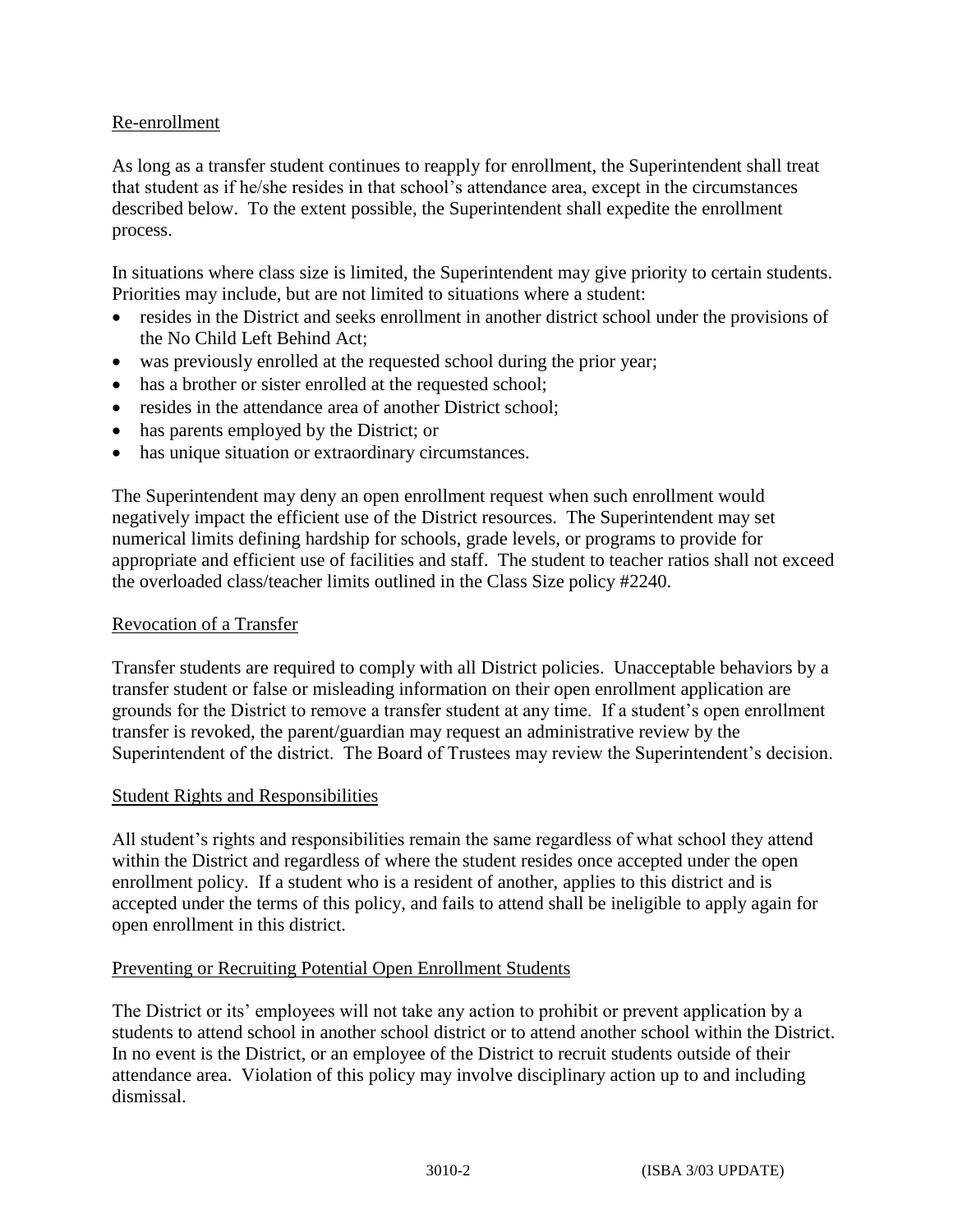## Re-enrollment

As long as a transfer student continues to reapply for enrollment, the Superintendent shall treat that student as if he/she resides in that school's attendance area, except in the circumstances described below. To the extent possible, the Superintendent shall expedite the enrollment process.

In situations where class size is limited, the Superintendent may give priority to certain students. Priorities may include, but are not limited to situations where a student:

- resides in the District and seeks enrollment in another district school under the provisions of the No Child Left Behind Act;
- was previously enrolled at the requested school during the prior year;
- has a brother or sister enrolled at the requested school;
- resides in the attendance area of another District school;
- has parents employed by the District; or
- has unique situation or extraordinary circumstances.

The Superintendent may deny an open enrollment request when such enrollment would negatively impact the efficient use of the District resources. The Superintendent may set numerical limits defining hardship for schools, grade levels, or programs to provide for appropriate and efficient use of facilities and staff. The student to teacher ratios shall not exceed the overloaded class/teacher limits outlined in the Class Size policy #2240.

## Revocation of a Transfer

Transfer students are required to comply with all District policies. Unacceptable behaviors by a transfer student or false or misleading information on their open enrollment application are grounds for the District to remove a transfer student at any time. If a student's open enrollment transfer is revoked, the parent/guardian may request an administrative review by the Superintendent of the district. The Board of Trustees may review the Superintendent's decision.

## Student Rights and Responsibilities

All student's rights and responsibilities remain the same regardless of what school they attend within the District and regardless of where the student resides once accepted under the open enrollment policy. If a student who is a resident of another, applies to this district and is accepted under the terms of this policy, and fails to attend shall be ineligible to apply again for open enrollment in this district.

## Preventing or Recruiting Potential Open Enrollment Students

The District or its' employees will not take any action to prohibit or prevent application by a students to attend school in another school district or to attend another school within the District. In no event is the District, or an employee of the District to recruit students outside of their attendance area. Violation of this policy may involve disciplinary action up to and including dismissal.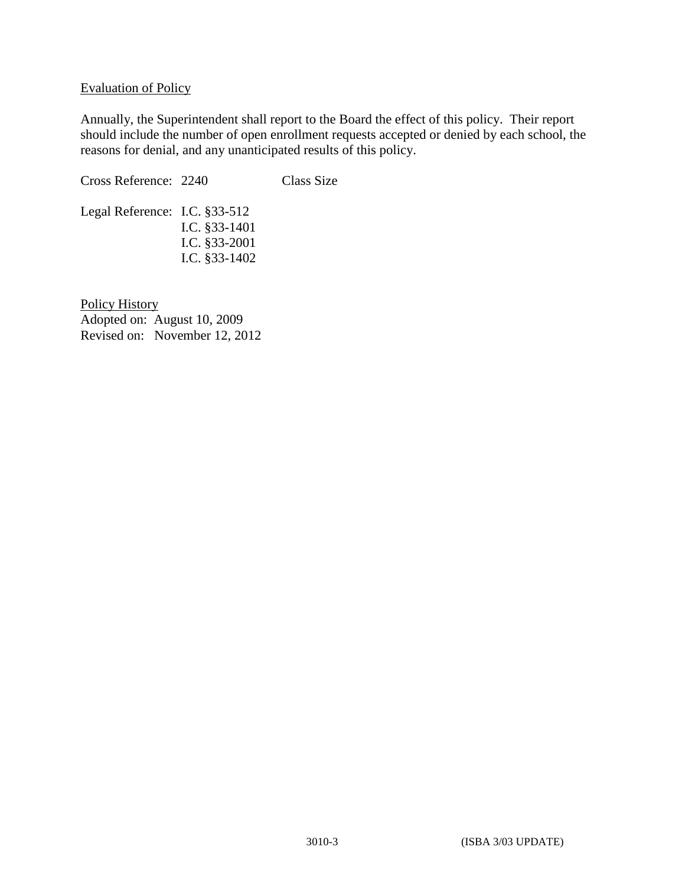Evaluation of Policy

Annually, the Superintendent shall report to the Board the effect of this policy. Their report should include the number of open enrollment requests accepted or denied by each school, the reasons for denial, and any unanticipated results of this policy.

Cross Reference: 2240 Class Size

Legal Reference: I.C. §33-512
I.C. §33-1401
I.C. §33-2001
I.C. §33-1402

Policy History
Adopted on: August 10, 2009
Revised on: November 12, 2012